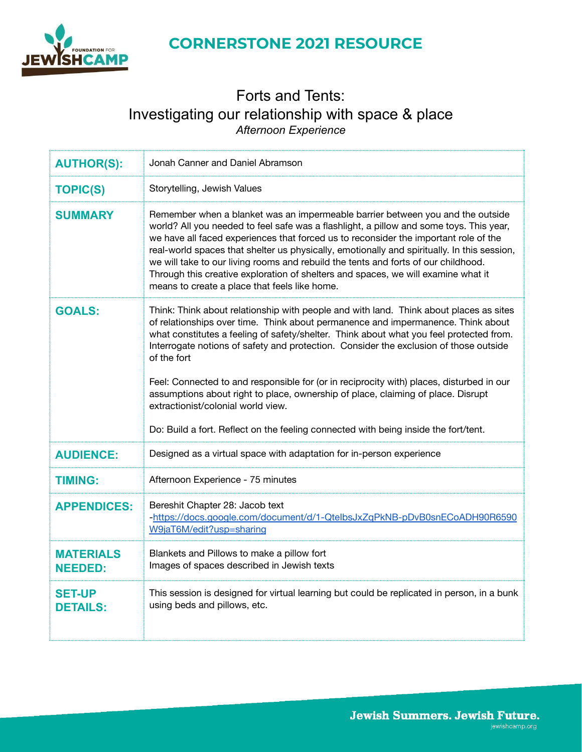# CORNERSTONE 2021 RESOURCE

## Forts and Tents: Investigating our relationship with space & place

*Afternoon Experience*

| | |
|---|---|
| **AUTHOR(S):** | Jonah Canner and Daniel Abramson |
| **TOPIC(S)** | Storytelling, Jewish Values |
| **SUMMARY** | Remember when a blanket was an impermeable barrier between you and the outside world? All you needed to feel safe was a flashlight, a pillow and some toys. This year, we have all faced experiences that forced us to reconsider the important role of the real-world spaces that shelter us physically, emotionally and spiritually. In this session, we will take to our living rooms and rebuild the tents and forts of our childhood. Through this creative exploration of shelters and spaces, we will examine what it means to create a place that feels like home. |
| **GOALS:** | Think: Think about relationship with people and with land. Think about places as sites of relationships over time. Think about permanence and impermanence. Think about what constitutes a feeling of safety/shelter. Think about what you feel protected from. Interrogate notions of safety and protection. Consider the exclusion of those outside of the fort<br><br>Feel: Connected to and responsible for (or in reciprocity with) places, disturbed in our assumptions about right to place, ownership of place, claiming of place. Disrupt extractionist/colonial world view.<br><br>Do: Build a fort. Reflect on the feeling connected with being inside the fort/tent. |
| **AUDIENCE:** | Designed as a virtual space with adaptation for in-person experience |
| **TIMING:** | Afternoon Experience - 75 minutes |
| **APPENDICES:** | Bereshit Chapter 28: Jacob text -https://docs.google.com/document/d/1-QtelbsJxZqPkNB-pDvB0snECoADH90R6590W9jaT6M/edit?usp=sharing |
| **MATERIALS NEEDED:** | Blankets and Pillows to make a pillow fort<br>Images of spaces described in Jewish texts |
| **SET-UP DETAILS:** | This session is designed for virtual learning but could be replicated in person, in a bunk using beds and pillows, etc. |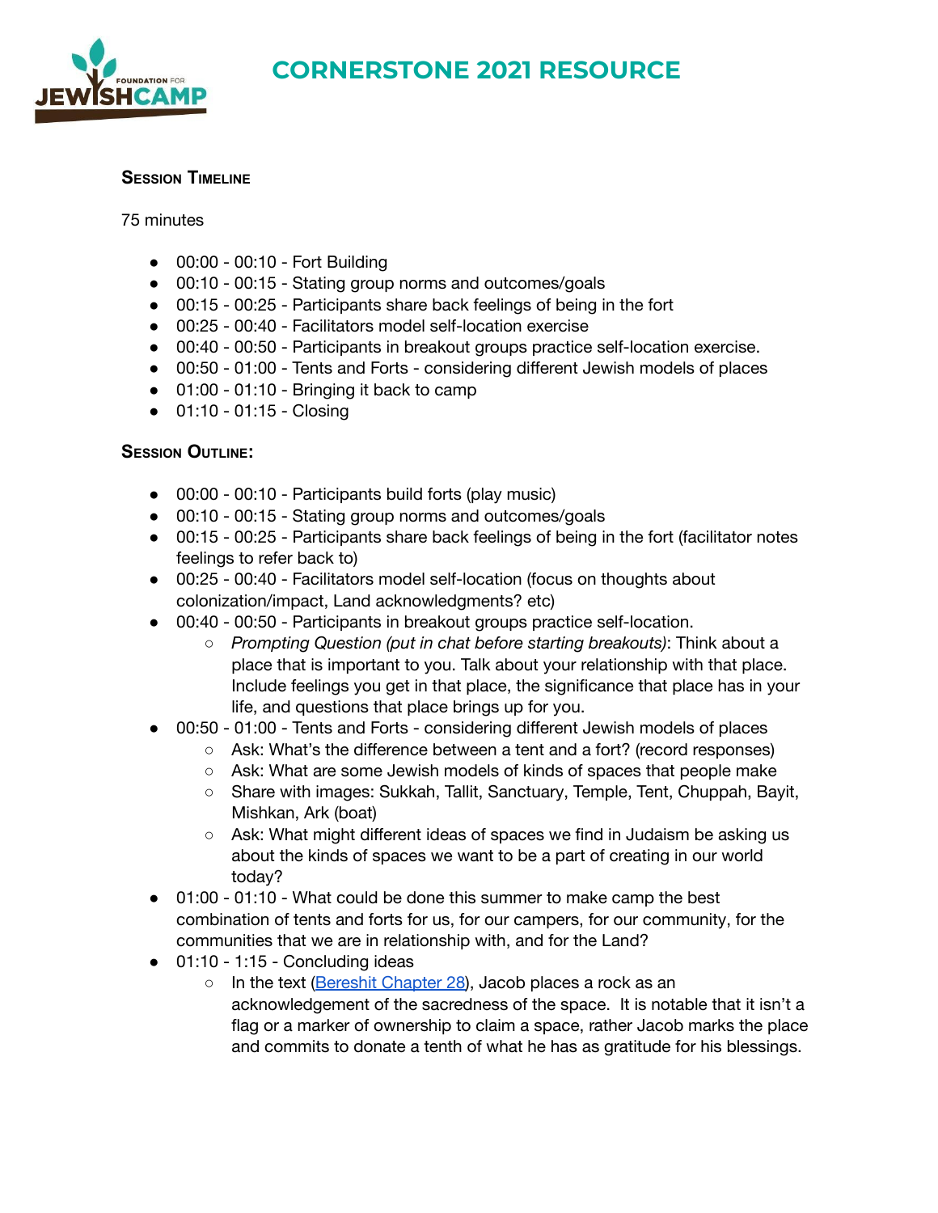## Session Timeline

75 minutes

- 00:00 - 00:10 - Fort Building
- 00:10 - 00:15 - Stating group norms and outcomes/goals
- 00:15 - 00:25 - Participants share back feelings of being in the fort
- 00:25 - 00:40 - Facilitators model self-location exercise
- 00:40 - 00:50 - Participants in breakout groups practice self-location exercise.
- 00:50 - 01:00 - Tents and Forts - considering different Jewish models of places
- 01:00 - 01:10 - Bringing it back to camp
- 01:10 - 01:15 - Closing

## Session Outline:

- 00:00 - 00:10 - Participants build forts (play music)
- 00:10 - 00:15 - Stating group norms and outcomes/goals
- 00:15 - 00:25 - Participants share back feelings of being in the fort (facilitator notes feelings to refer back to)
- 00:25 - 00:40 - Facilitators model self-location (focus on thoughts about colonization/impact, Land acknowledgments? etc)
- 00:40 - 00:50 - Participants in breakout groups practice self-location.
  - *Prompting Question (put in chat before starting breakouts)*: Think about a place that is important to you. Talk about your relationship with that place. Include feelings you get in that place, the significance that place has in your life, and questions that place brings up for you.
- 00:50 - 01:00 - Tents and Forts - considering different Jewish models of places
  - Ask: What's the difference between a tent and a fort? (record responses)
  - Ask: What are some Jewish models of kinds of spaces that people make
  - Share with images: Sukkah, Tallit, Sanctuary, Temple, Tent, Chuppah, Bayit, Mishkan, Ark (boat)
  - Ask: What might different ideas of spaces we find in Judaism be asking us about the kinds of spaces we want to be a part of creating in our world today?
- 01:00 - 01:10 - What could be done this summer to make camp the best combination of tents and forts for us, for our campers, for our community, for the communities that we are in relationship with, and for the Land?
- 01:10 - 1:15 - Concluding ideas
  - In the text (Bereshit Chapter 28), Jacob places a rock as an acknowledgement of the sacredness of the space. It is notable that it isn't a flag or a marker of ownership to claim a space, rather Jacob marks the place and commits to donate a tenth of what he has as gratitude for his blessings.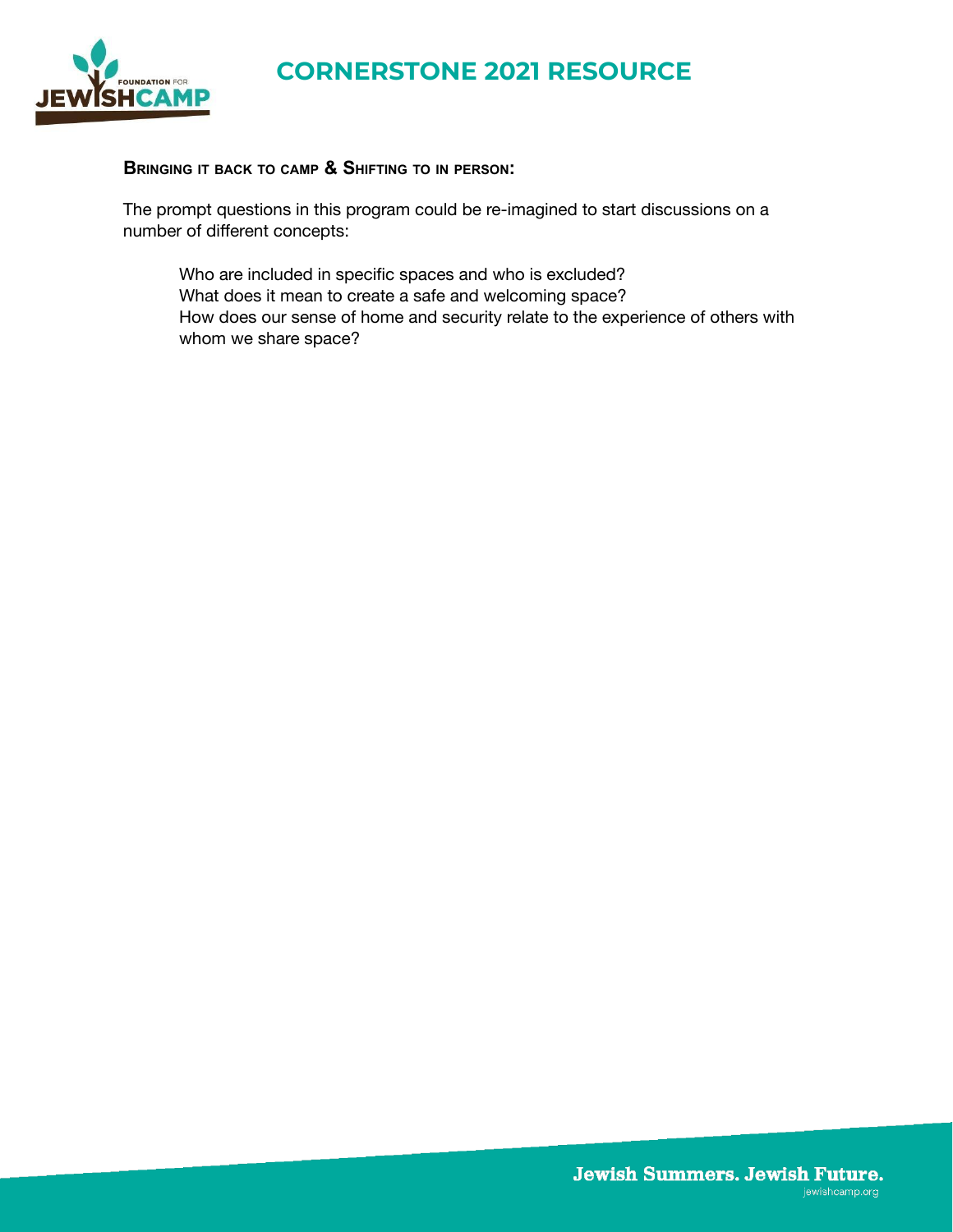**Bringing it back to camp & Shifting to in person:**

The prompt questions in this program could be re-imagined to start discussions on a number of different concepts:

> Who are included in specific spaces and who is excluded?
> What does it mean to create a safe and welcoming space?
> How does our sense of home and security relate to the experience of others with whom we share space?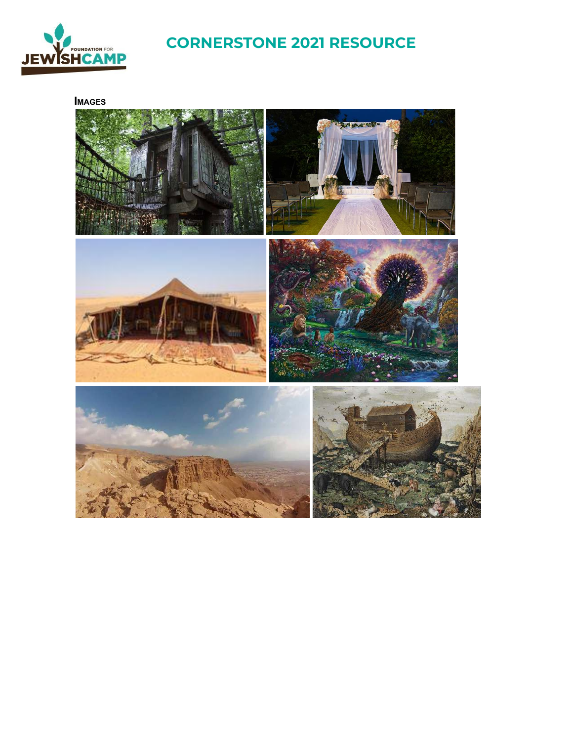# CORNERSTONE 2021 RESOURCE

**IMAGES**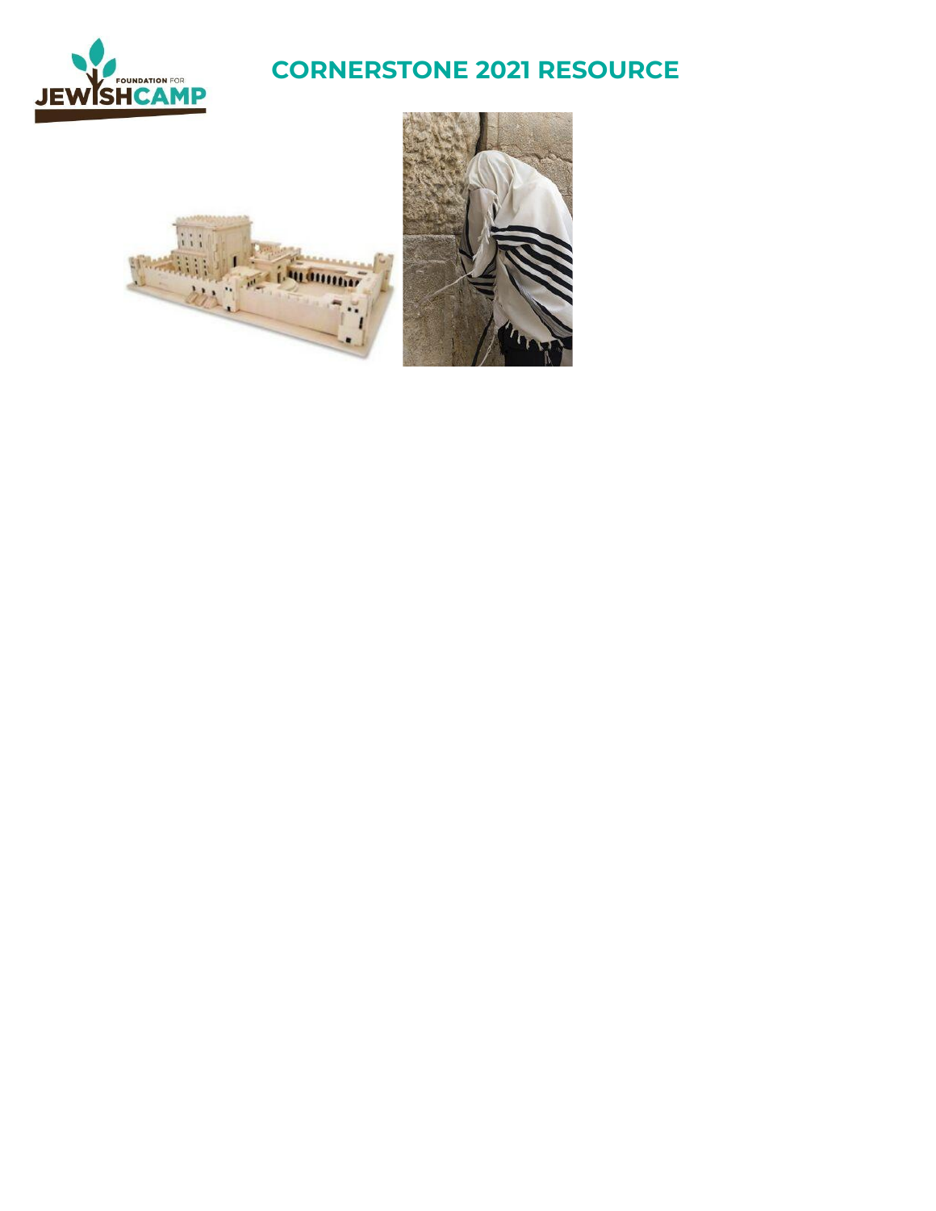# CORNERSTONE 2021 RESOURCE